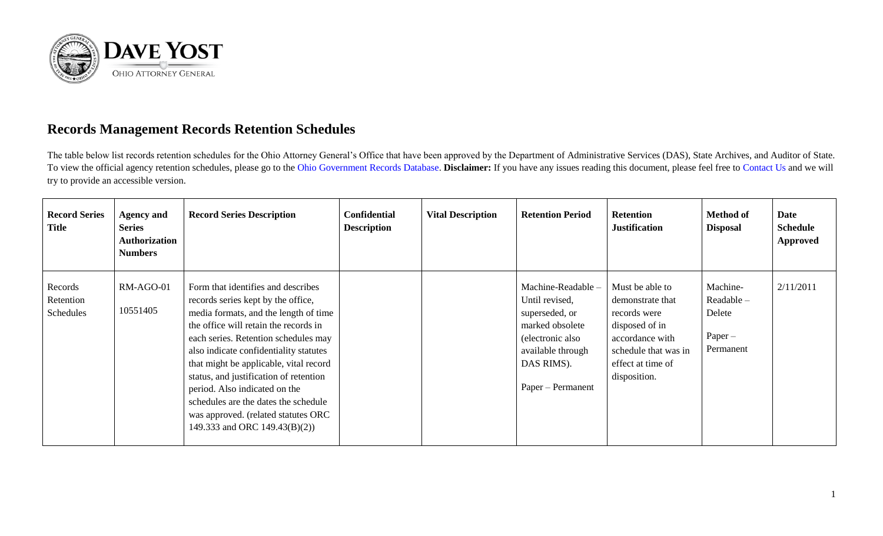DAVE YOST

OHIO ATTORNEY GENERAL

## Records Management Records Retention Schedules

The table below list records retention schedules for the Ohio Attorney General's Office that have been approved by the Department of Administrative Services (DAS), State Archives, and Auditor of State. To view the official agency retention schedules, please go to the Ohio Government Records Database. **Disclaimer:** If you have any issues reading this document, please feel free to Contact Us and we will try to provide an accessible version.

| Record Series Title | Agency and Series Authorization Numbers | Record Series Description | Confidential Description | Vital Description | Retention Period | Retention Justification | Method of Disposal | Date Schedule Approved |
|---|---|---|---|---|---|---|---|---|
| Records Retention Schedules | RM-AGO-01<br>10551405 | Form that identifies and describes records series kept by the office, media formats, and the length of time the office will retain the records in each series. Retention schedules may also indicate confidentiality statutes that might be applicable, vital record status, and justification of retention period. Also indicated on the schedules are the dates the schedule was approved. (related statutes ORC 149.333 and ORC 149.43(B)(2)) | | | Machine-Readable – Until revised, superseded, or marked obsolete (electronic also available through DAS RIMS).<br>Paper – Permanent | Must be able to demonstrate that records were disposed of in accordance with schedule that was in effect at time of disposition. | Machine-Readable – Delete<br>Paper – Permanent | 2/11/2011 |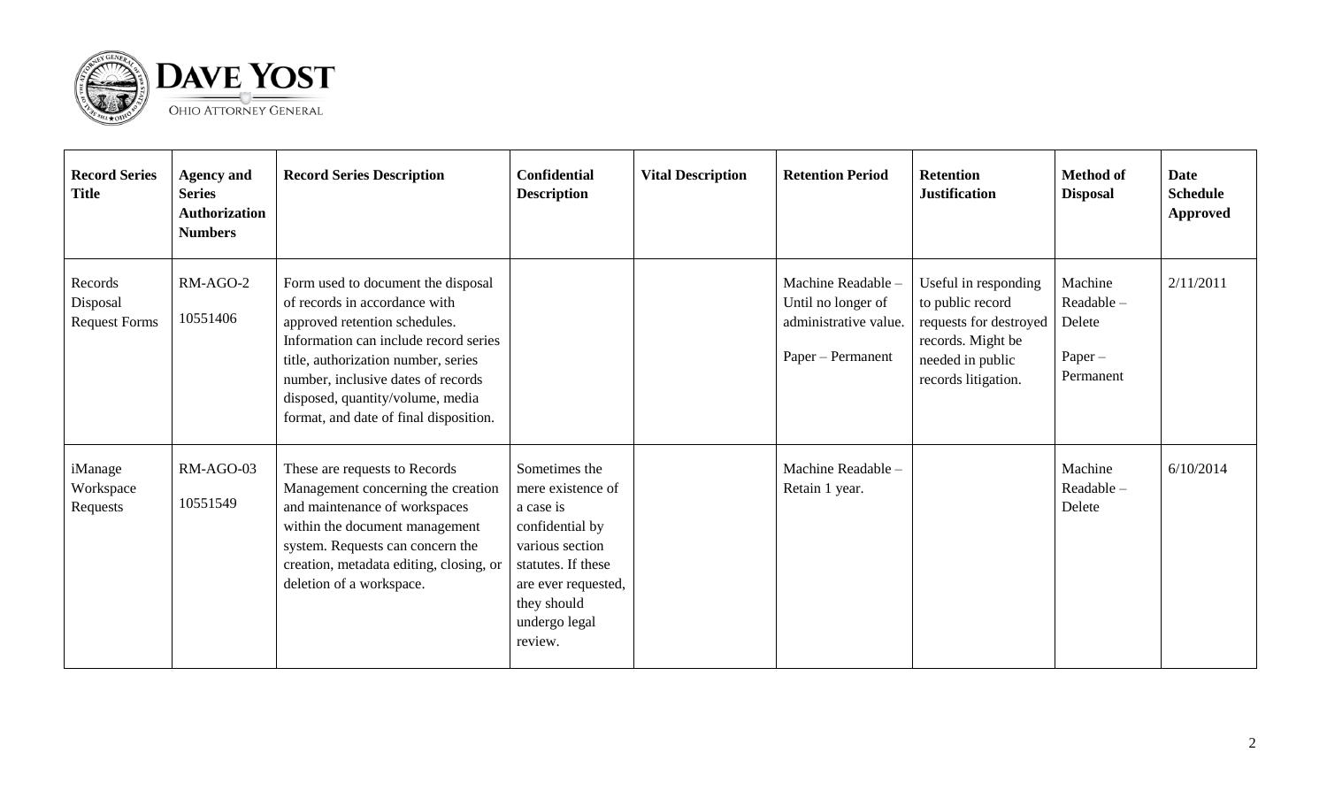| Record Series Title | Agency and Series Authorization Numbers | Record Series Description | Confidential Description | Vital Description | Retention Period | Retention Justification | Method of Disposal | Date Schedule Approved |
|---|---|---|---|---|---|---|---|---|
| Records Disposal Request Forms | RM-AGO-2<br>10551406 | Form used to document the disposal of records in accordance with approved retention schedules. Information can include record series title, authorization number, series number, inclusive dates of records disposed, quantity/volume, media format, and date of final disposition. | | | Machine Readable – Until no longer of administrative value.<br>Paper – Permanent | Useful in responding to public record requests for destroyed records. Might be needed in public records litigation. | Machine Readable – Delete<br>Paper – Permanent | 2/11/2011 |
| iManage Workspace Requests | RM-AGO-03<br>10551549 | These are requests to Records Management concerning the creation and maintenance of workspaces within the document management system. Requests can concern the creation, metadata editing, closing, or deletion of a workspace. | Sometimes the mere existence of a case is confidential by various section statutes. If these are ever requested, they should undergo legal review. | | Machine Readable – Retain 1 year. | | Machine Readable – Delete | 6/10/2014 |